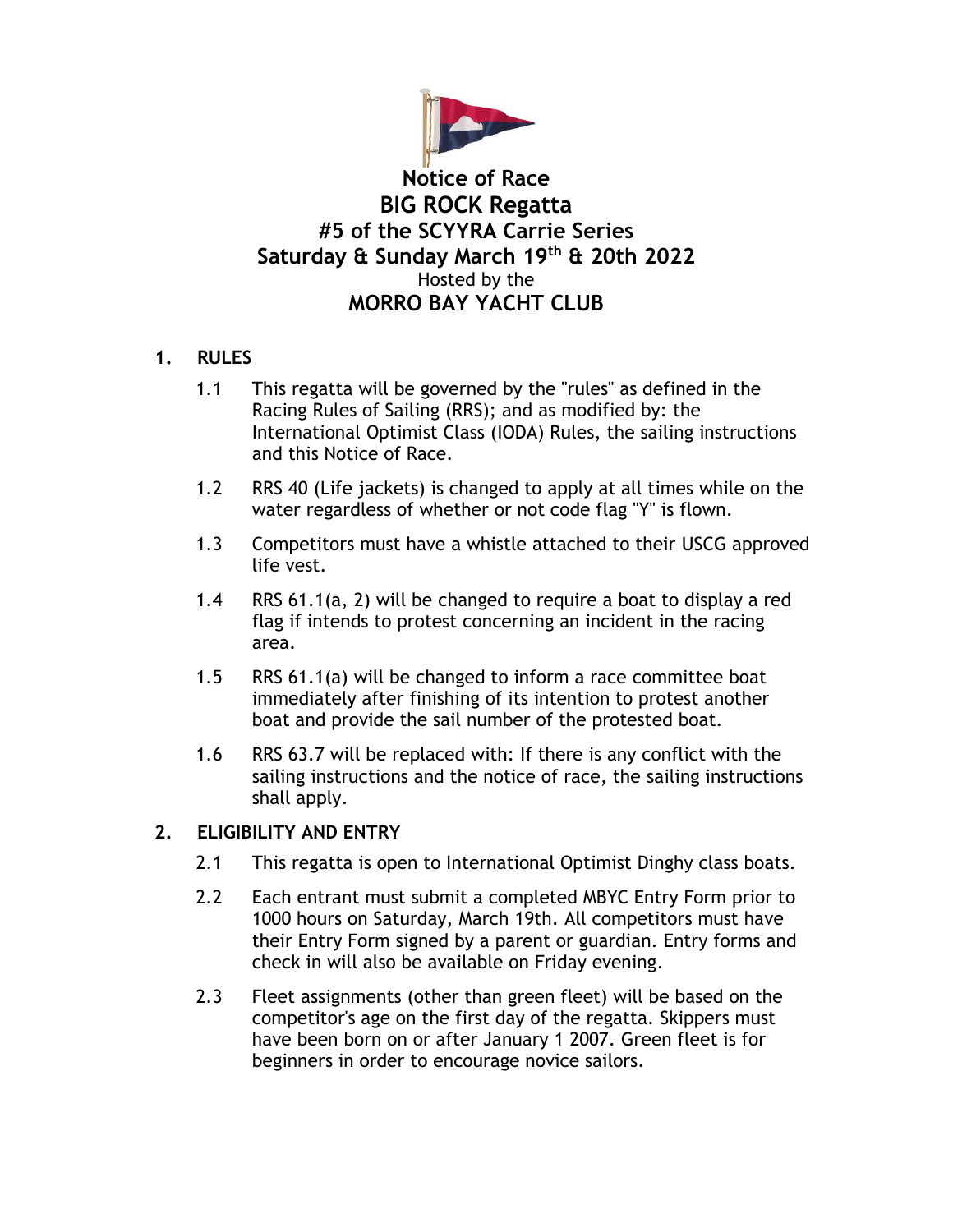# Notice of Race

## BIG ROCK Regatta

## #5 of the SCYYRA Carrie Series

## Saturday & Sunday March 19th & 20th 2022

Hosted by the

## MORRO BAY YACHT CLUB

### 1. RULES

1.1 This regatta will be governed by the "rules" as defined in the Racing Rules of Sailing (RRS); and as modified by: the International Optimist Class (IODA) Rules, the sailing instructions and this Notice of Race.

1.2 RRS 40 (Life jackets) is changed to apply at all times while on the water regardless of whether or not code flag "Y" is flown.

1.3 Competitors must have a whistle attached to their USCG approved life vest.

1.4 RRS 61.1(a, 2) will be changed to require a boat to display a red flag if intends to protest concerning an incident in the racing area.

1.5 RRS 61.1(a) will be changed to inform a race committee boat immediately after finishing of its intention to protest another boat and provide the sail number of the protested boat.

1.6 RRS 63.7 will be replaced with: If there is any conflict with the sailing instructions and the notice of race, the sailing instructions shall apply.

### 2. ELIGIBILITY AND ENTRY

2.1 This regatta is open to International Optimist Dinghy class boats.

2.2 Each entrant must submit a completed MBYC Entry Form prior to 1000 hours on Saturday, March 19th. All competitors must have their Entry Form signed by a parent or guardian. Entry forms and check in will also be available on Friday evening.

2.3 Fleet assignments (other than green fleet) will be based on the competitor's age on the first day of the regatta. Skippers must have been born on or after January 1 2007. Green fleet is for beginners in order to encourage novice sailors.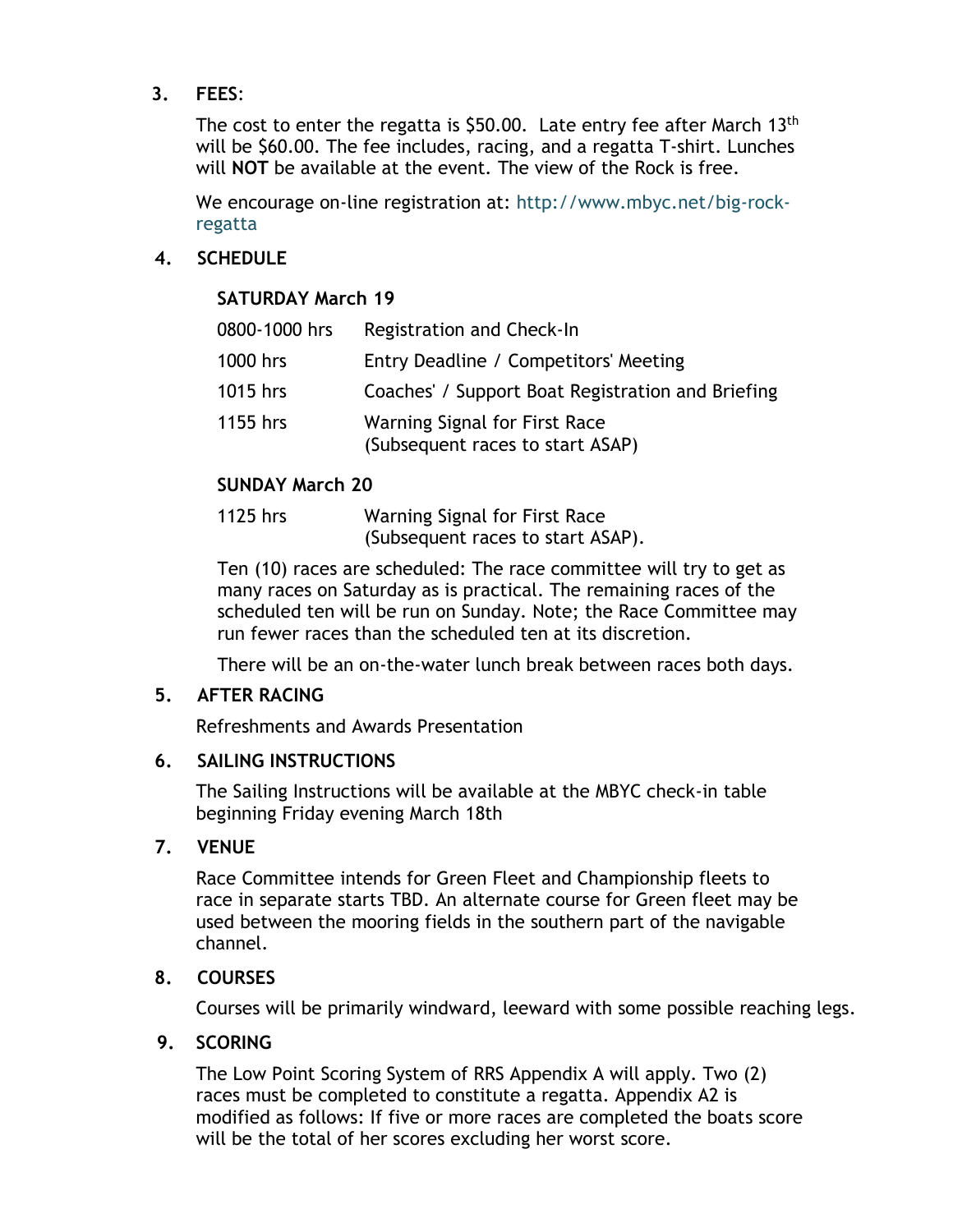## 3. FEES:

The cost to enter the regatta is $50.00. Late entry fee after March 13th will be $60.00. The fee includes, racing, and a regatta T-shirt. Lunches will **NOT** be available at the event. The view of the Rock is free.

We encourage on-line registration at: http://www.mbyc.net/big-rock-regatta

## 4. SCHEDULE

### SATURDAY March 19

| | |
|---|---|
| 0800-1000 hrs | Registration and Check-In |
| 1000 hrs | Entry Deadline / Competitors' Meeting |
| 1015 hrs | Coaches' / Support Boat Registration and Briefing |
| 1155 hrs | Warning Signal for First Race (Subsequent races to start ASAP) |

### SUNDAY March 20

| | |
|---|---|
| 1125 hrs | Warning Signal for First Race (Subsequent races to start ASAP). |

Ten (10) races are scheduled: The race committee will try to get as many races on Saturday as is practical. The remaining races of the scheduled ten will be run on Sunday. Note; the Race Committee may run fewer races than the scheduled ten at its discretion.

There will be an on-the-water lunch break between races both days.

## 5. AFTER RACING

Refreshments and Awards Presentation

## 6. SAILING INSTRUCTIONS

The Sailing Instructions will be available at the MBYC check-in table beginning Friday evening March 18th

## 7. VENUE

Race Committee intends for Green Fleet and Championship fleets to race in separate starts TBD. An alternate course for Green fleet may be used between the mooring fields in the southern part of the navigable channel.

## 8. COURSES

Courses will be primarily windward, leeward with some possible reaching legs.

## 9. SCORING

The Low Point Scoring System of RRS Appendix A will apply. Two (2) races must be completed to constitute a regatta. Appendix A2 is modified as follows: If five or more races are completed the boats score will be the total of her scores excluding her worst score.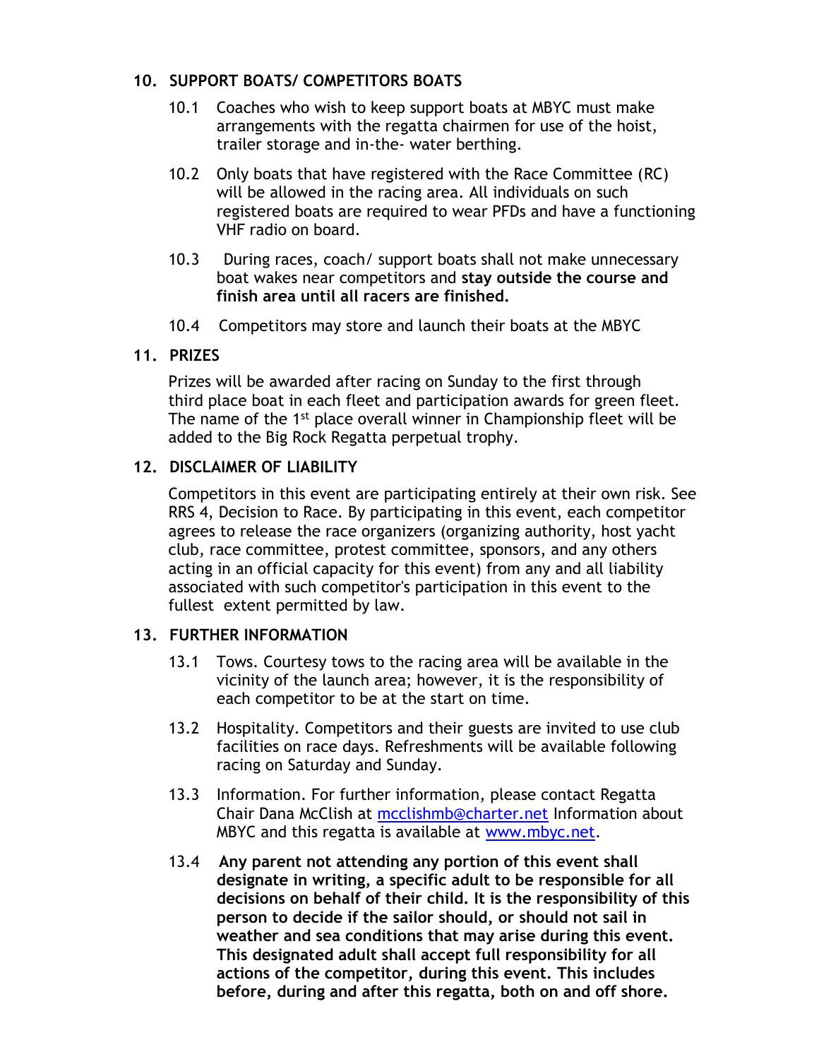## 10. SUPPORT BOATS/ COMPETITORS BOATS

10.1 Coaches who wish to keep support boats at MBYC must make arrangements with the regatta chairmen for use of the hoist, trailer storage and in-the- water berthing.

10.2 Only boats that have registered with the Race Committee (RC) will be allowed in the racing area. All individuals on such registered boats are required to wear PFDs and have a functioning VHF radio on board.

10.3 During races, coach/ support boats shall not make unnecessary boat wakes near competitors and **stay outside the course and finish area until all racers are finished.**

10.4 Competitors may store and launch their boats at the MBYC

## 11. PRIZES

Prizes will be awarded after racing on Sunday to the first through third place boat in each fleet and participation awards for green fleet. The name of the 1st place overall winner in Championship fleet will be added to the Big Rock Regatta perpetual trophy.

## 12. DISCLAIMER OF LIABILITY

Competitors in this event are participating entirely at their own risk. See RRS 4, Decision to Race. By participating in this event, each competitor agrees to release the race organizers (organizing authority, host yacht club, race committee, protest committee, sponsors, and any others acting in an official capacity for this event) from any and all liability associated with such competitor's participation in this event to the fullest extent permitted by law.

## 13. FURTHER INFORMATION

13.1 Tows. Courtesy tows to the racing area will be available in the vicinity of the launch area; however, it is the responsibility of each competitor to be at the start on time.

13.2 Hospitality. Competitors and their guests are invited to use club facilities on race days. Refreshments will be available following racing on Saturday and Sunday.

13.3 Information. For further information, please contact Regatta Chair Dana McClish at [mcclishmb@charter.net](mailto:mcclishmb@charter.net) Information about MBYC and this regatta is available at [www.mbyc.net](http://www.mbyc.net).

13.4 **Any parent not attending any portion of this event shall designate in writing, a specific adult to be responsible for all decisions on behalf of their child. It is the responsibility of this person to decide if the sailor should, or should not sail in weather and sea conditions that may arise during this event. This designated adult shall accept full responsibility for all actions of the competitor, during this event. This includes before, during and after this regatta, both on and off shore.**